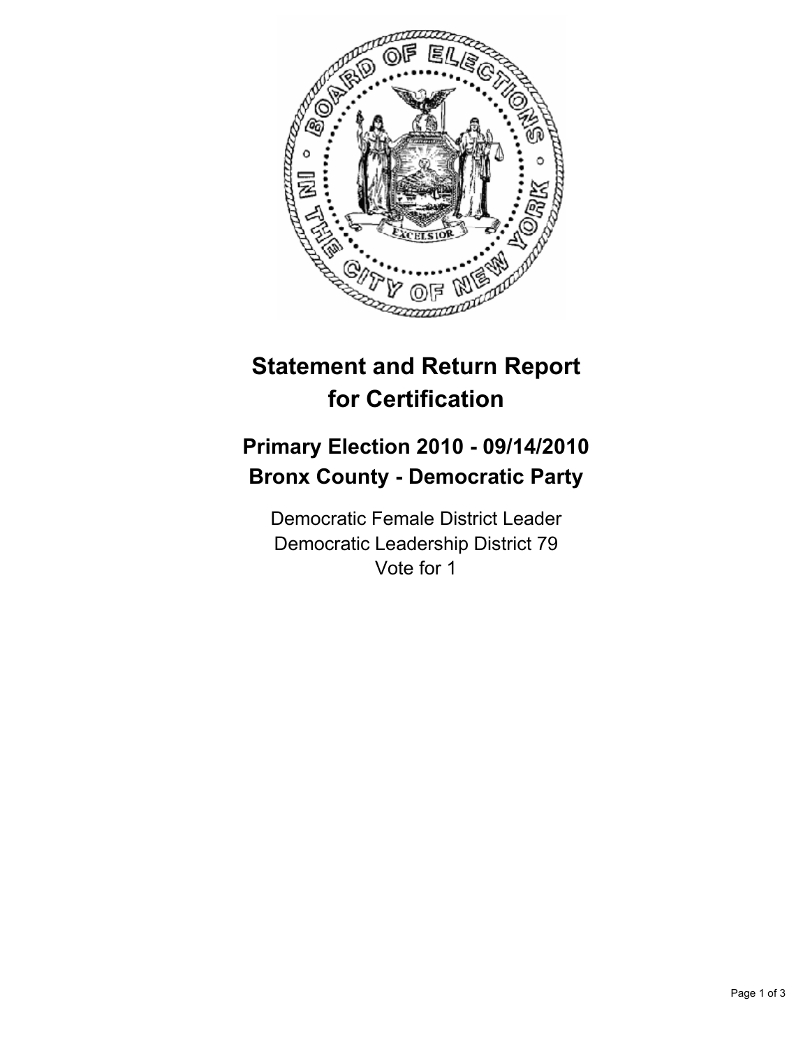# Statement and Return Report for Certification

## Primary Election 2010 - 09/14/2010
## Bronx County - Democratic Party

Democratic Female District Leader
Democratic Leadership District 79
Vote for 1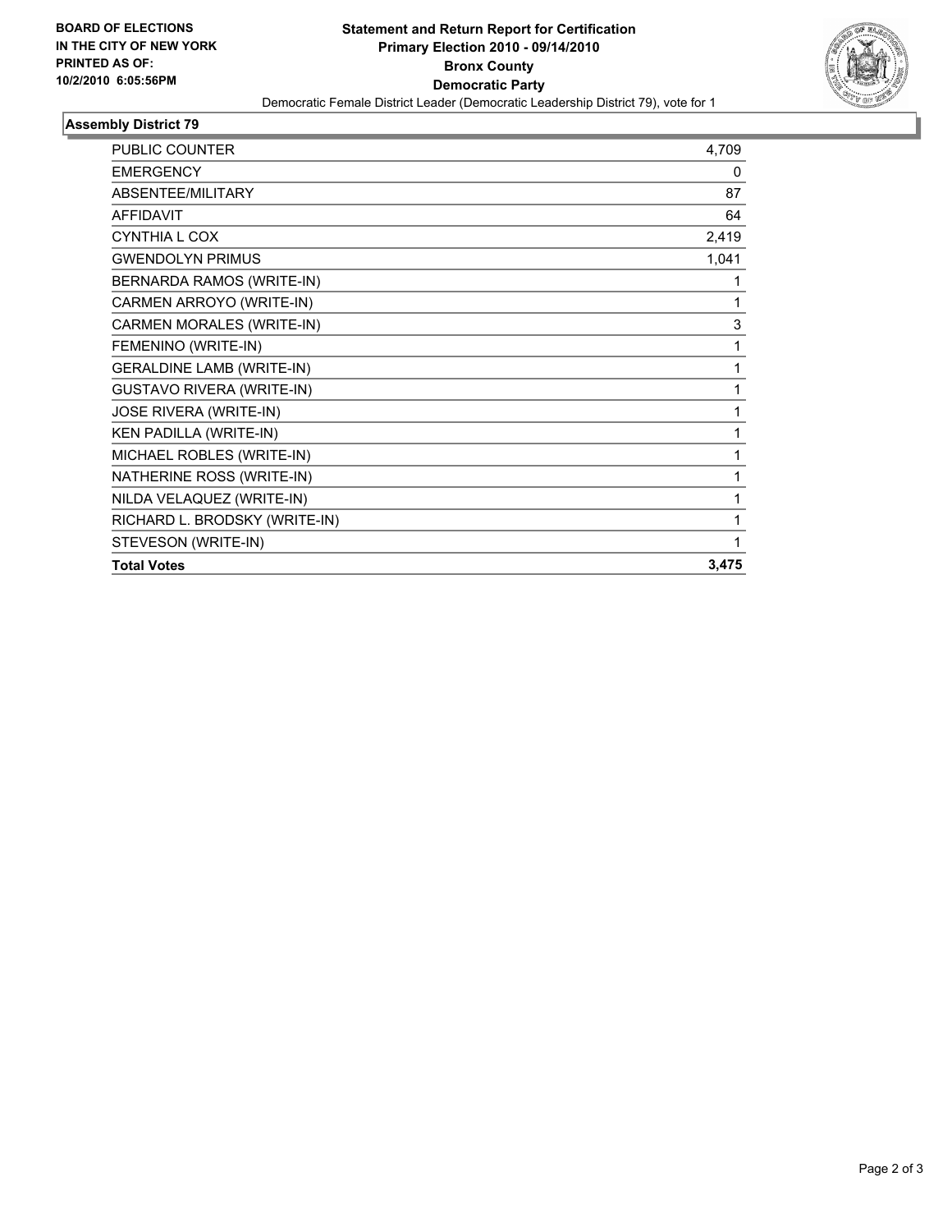**BOARD OF ELECTIONS IN THE CITY OF NEW YORK PRINTED AS OF: 10/2/2010 6:05:56PM**

# Statement and Return Report for Certification
## Primary Election 2010 - 09/14/2010
## Bronx County
## Democratic Party

Democratic Female District Leader (Democratic Leadership District 79), vote for 1

### Assembly District 79

| | |
|---|---|
| PUBLIC COUNTER | 4,709 |
| EMERGENCY | 0 |
| ABSENTEE/MILITARY | 87 |
| AFFIDAVIT | 64 |
| CYNTHIA L COX | 2,419 |
| GWENDOLYN PRIMUS | 1,041 |
| BERNARDA RAMOS (WRITE-IN) | 1 |
| CARMEN ARROYO (WRITE-IN) | 1 |
| CARMEN MORALES (WRITE-IN) | 3 |
| FEMENINO (WRITE-IN) | 1 |
| GERALDINE LAMB (WRITE-IN) | 1 |
| GUSTAVO RIVERA (WRITE-IN) | 1 |
| JOSE RIVERA (WRITE-IN) | 1 |
| KEN PADILLA (WRITE-IN) | 1 |
| MICHAEL ROBLES (WRITE-IN) | 1 |
| NATHERINE ROSS (WRITE-IN) | 1 |
| NILDA VELAQUEZ (WRITE-IN) | 1 |
| RICHARD L. BRODSKY (WRITE-IN) | 1 |
| STEVESON (WRITE-IN) | 1 |
| **Total Votes** | **3,475** |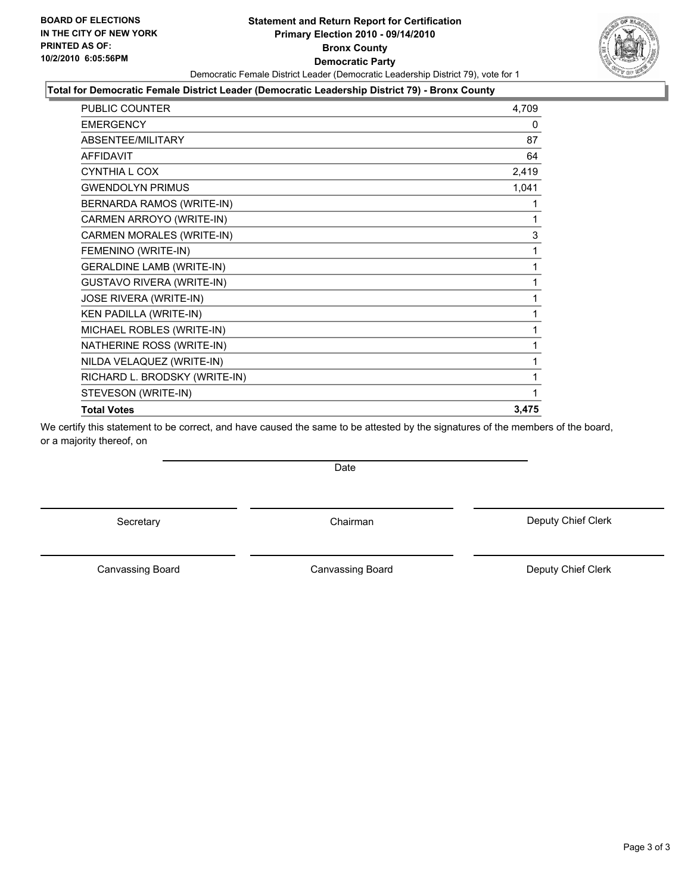**BOARD OF ELECTIONS IN THE CITY OF NEW YORK PRINTED AS OF: 10/2/2010 6:05:56PM**

**Statement and Return Report for Certification**
**Primary Election 2010 - 09/14/2010**
**Bronx County**
**Democratic Party**

Democratic Female District Leader (Democratic Leadership District 79), vote for 1

**Total for Democratic Female District Leader (Democratic Leadership District 79) - Bronx County**

| | |
|---|---|
| PUBLIC COUNTER | 4,709 |
| EMERGENCY | 0 |
| ABSENTEE/MILITARY | 87 |
| AFFIDAVIT | 64 |
| CYNTHIA L COX | 2,419 |
| GWENDOLYN PRIMUS | 1,041 |
| BERNARDA RAMOS (WRITE-IN) | 1 |
| CARMEN ARROYO (WRITE-IN) | 1 |
| CARMEN MORALES (WRITE-IN) | 3 |
| FEMENINO (WRITE-IN) | 1 |
| GERALDINE LAMB (WRITE-IN) | 1 |
| GUSTAVO RIVERA (WRITE-IN) | 1 |
| JOSE RIVERA (WRITE-IN) | 1 |
| KEN PADILLA (WRITE-IN) | 1 |
| MICHAEL ROBLES (WRITE-IN) | 1 |
| NATHERINE ROSS (WRITE-IN) | 1 |
| NILDA VELAQUEZ (WRITE-IN) | 1 |
| RICHARD L. BRODSKY (WRITE-IN) | 1 |
| STEVESON (WRITE-IN) | 1 |
| **Total Votes** | **3,475** |

We certify this statement to be correct, and have caused the same to be attested by the signatures of the members of the board, or a majority thereof, on

Date

Secretary | Chairman | Deputy Chief Clerk

Canvassing Board | Canvassing Board | Deputy Chief Clerk